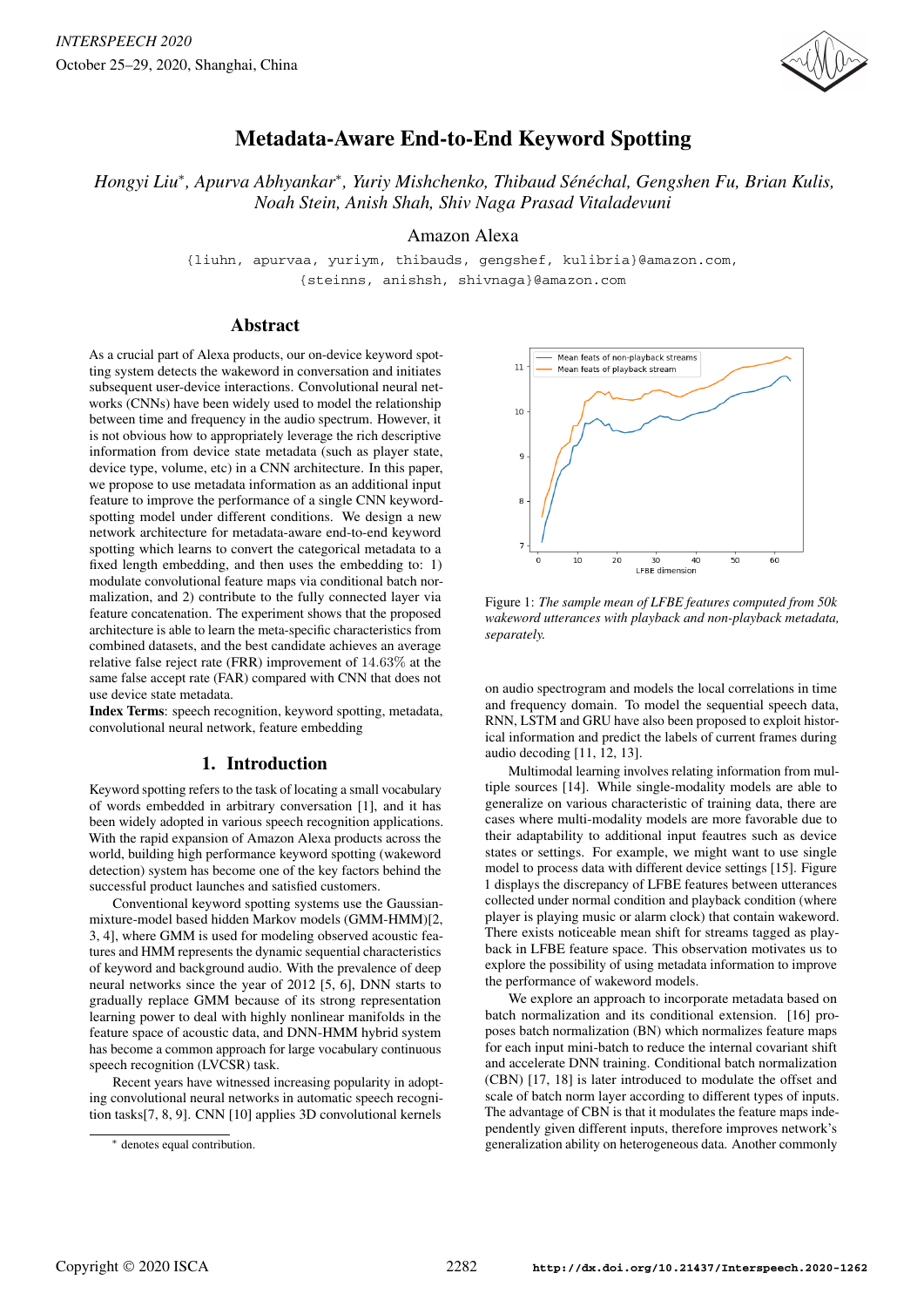# Metadata-Aware End-to-End Keyword Spotting

*Hongyi Liu*\*, *Apurva Abhyankar*\*, *Yuriy Mishchenko, Thibaud Sénéchal, Gengshen Fu, Brian Kulis, Noah Stein, Anish Shah, Shiv Naga Prasad Vitaladevuni*

Amazon Alexa

{liuhn, apurvaa, yuriym, thibauds, gengshef, kulibria}@amazon.com, {steinns, anishsh, shivnaga}@amazon.com

## Abstract

As a crucial part of Alexa products, our on-device keyword spotting system detects the wakeword in conversation and initiates subsequent user-device interactions. Convolutional neural networks (CNNs) have been widely used to model the relationship between time and frequency in the audio spectrum. However, it is not obvious how to appropriately leverage the rich descriptive information from device state metadata (such as player state, device type, volume, etc) in a CNN architecture. In this paper, we propose to use metadata information as an additional input feature to improve the performance of a single CNN keyword-spotting model under different conditions. We design a new network architecture for metadata-aware end-to-end keyword spotting which learns to convert the categorical metadata to a fixed length embedding, and then uses the embedding to: 1) modulate convolutional feature maps via conditional batch normalization, and 2) contribute to the fully connected layer via feature concatenation. The experiment shows that the proposed architecture is able to learn the meta-specific characteristics from combined datasets, and the best candidate achieves an average relative false reject rate (FRR) improvement of $14.63\%$ at the same false accept rate (FAR) compared with CNN that does not use device state metadata.

**Index Terms**: speech recognition, keyword spotting, metadata, convolutional neural network, feature embedding

## 1. Introduction

Keyword spotting refers to the task of locating a small vocabulary of words embedded in arbitrary conversation [1], and it has been widely adopted in various speech recognition applications. With the rapid expansion of Amazon Alexa products across the world, building high performance keyword spotting (wakeword detection) system has become one of the key factors behind the successful product launches and satisfied customers.

Conventional keyword spotting systems use the Gaussian-mixture-model based hidden Markov models (GMM-HMM)[2, 3, 4], where GMM is used for modeling observed acoustic features and HMM represents the dynamic sequential characteristics of keyword and background audio. With the prevalence of deep neural networks since the year of 2012 [5, 6], DNN starts to gradually replace GMM because of its strong representation learning power to deal with highly nonlinear manifolds in the feature space of acoustic data, and DNN-HMM hybrid system has become a common approach for large vocabulary continuous speech recognition (LVCSR) task.

Recent years have witnessed increasing popularity in adopting convolutional neural networks in automatic speech recognition tasks[7, 8, 9]. CNN [10] applies 3D convolutional kernels on audio spectrogram and models the local correlations in time and frequency domain. To model the sequential speech data, RNN, LSTM and GRU have also been proposed to exploit historical information and predict the labels of current frames during audio decoding [11, 12, 13].

Figure 1: *The sample mean of LFBE features computed from 50k wakeword utterances with playback and non-playback metadata, separately.*

Multimodal learning involves relating information from multiple sources [14]. While single-modality models are able to generalize on various characteristic of training data, there are cases where multi-modality models are more favorable due to their adaptability to additional input feautres such as device states or settings. For example, we might want to use single model to process data with different device settings [15]. Figure 1 displays the discrepancy of LFBE features between utterances collected under normal condition and playback condition (where player is playing music or alarm clock) that contain wakeword. There exists noticeable mean shift for streams tagged as playback in LFBE feature space. This observation motivates us to explore the possibility of using metadata information to improve the performance of wakeword models.

We explore an approach to incorporate metadata based on batch normalization and its conditional extension. [16] proposes batch normalization (BN) which normalizes feature maps for each input mini-batch to reduce the internal covariant shift and accelerate DNN training. Conditional batch normalization (CBN) [17, 18] is later introduced to modulate the offset and scale of batch norm layer according to different types of inputs. The advantage of CBN is that it modulates the feature maps independently given different inputs, therefore improves network's generalization ability on heterogeneous data. Another commonly

\* denotes equal contribution.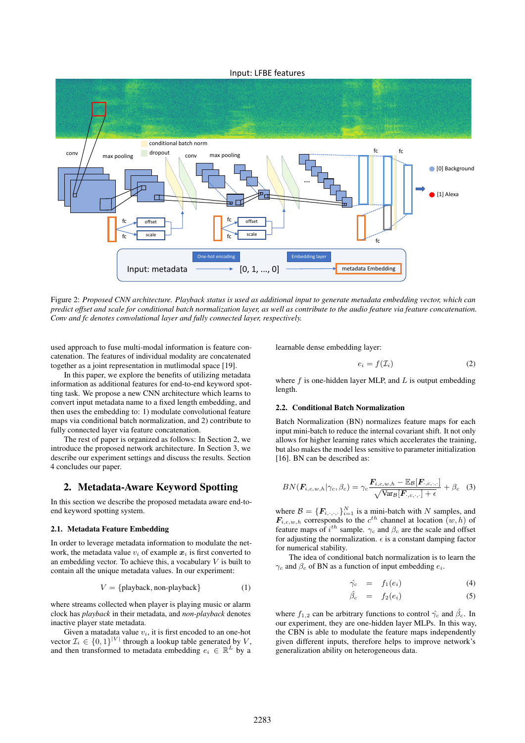Figure 2: *Proposed CNN architecture. Playback status is used as additional input to generate metadata embedding vector, which can predict offset and scale for conditional batch normalization layer, as well as contribute to the audio feature via feature concatenation. Conv and fc denotes convolutional layer and fully connected layer, respectively.*

used approach to fuse multi-modal information is feature concatenation. The features of individual modality are concatenated together as a joint representation in mutlimodal space [19].

In this paper, we explore the benefits of utilizing metadata information as additional features for end-to-end keyword spotting task. We propose a new CNN architecture which learns to convert input metadata name to a fixed length embedding, and then uses the embedding to: 1) modulate convolutional feature maps via conditional batch normalization, and 2) contribute to fully connected layer via feature concatenation.

The rest of paper is organized as follows: In Section 2, we introduce the proposed network architecture. In Section 3, we describe our experiment settings and discuss the results. Section 4 concludes our paper.

## 2. Metadata-Aware Keyword Spotting

In this section we describe the proposed metadata aware end-to-end keyword spotting system.

### 2.1. Metadata Feature Embedding

In order to leverage metadata information to modulate the network, the metadata value $v_i$ of example $\boldsymbol{x}_i$ is first converted to an embedding vector. To achieve this, a vocabulary $V$ is built to contain all the unique metadata values. In our experiment:

$$V = \{\text{playback, non-playback}\} \tag{1}$$

where streams collected when player is playing music or alarm clock has *playback* in their metadata, and *non-playback* denotes inactive player state metadata.

Given a matadata value $v_i$, it is first encoded to an one-hot vector $\mathcal{I}_i \in \{0,1\}^{|V|}$ through a lookup table generated by $V$, and then transformed to metadata embedding $e_i \in \mathbb{R}^L$ by a learnable dense embedding layer:

$$e_i = f(\mathcal{I}_i) \tag{2}$$

where $f$ is one-hidden layer MLP, and $L$ is output embedding length.

### 2.2. Conditional Batch Normalization

Batch Normalization (BN) normalizes feature maps for each input mini-batch to reduce the internal covariant shift. It not only allows for higher learning rates which accelerates the training, but also makes the model less sensitive to parameter initialization [16]. BN can be described as:

$$BN(\boldsymbol{F}_{i,c,w,h}|\gamma_c, \beta_c) = \gamma_c \frac{\boldsymbol{F}_{i,c,w,h} - \mathbb{E}_{\mathcal{B}}[\boldsymbol{F}_{\cdot,c,\cdot,\cdot}]}{\sqrt{\text{Var}_{\mathcal{B}}[\boldsymbol{F}_{\cdot,c,\cdot,\cdot}] + \epsilon}} + \beta_c \tag{3}$$

where $\mathcal{B} = \{\boldsymbol{F}_{i,\cdot,\cdot,\cdot}\}_{i=1}^{N}$ is a mini-batch with $N$ samples, and $\boldsymbol{F}_{i,c,w,h}$ corresponds to the $c^{th}$ channel at location $(w, h)$ of feature maps of $i^{th}$ sample. $\gamma_c$ and $\beta_c$ are the scale and offset for adjusting the normalization. $\epsilon$ is a constant damping factor for numerical stability.

The idea of conditional batch normalization is to learn the $\gamma_c$ and $\beta_c$ of BN as a function of input embedding $e_i$.

$$\hat{\gamma_c} = f_1(e_i) \tag{4}$$

$$\hat{\beta_c} = f_2(e_i) \tag{5}$$

where $f_{1,2}$ can be arbitrary functions to control $\hat{\gamma_c}$ and $\hat{\beta_c}$. In our experiment, they are one-hidden layer MLPs. In this way, the CBN is able to modulate the feature maps independently given different inputs, therefore helps to improve network's generalization ability on heterogeneous data.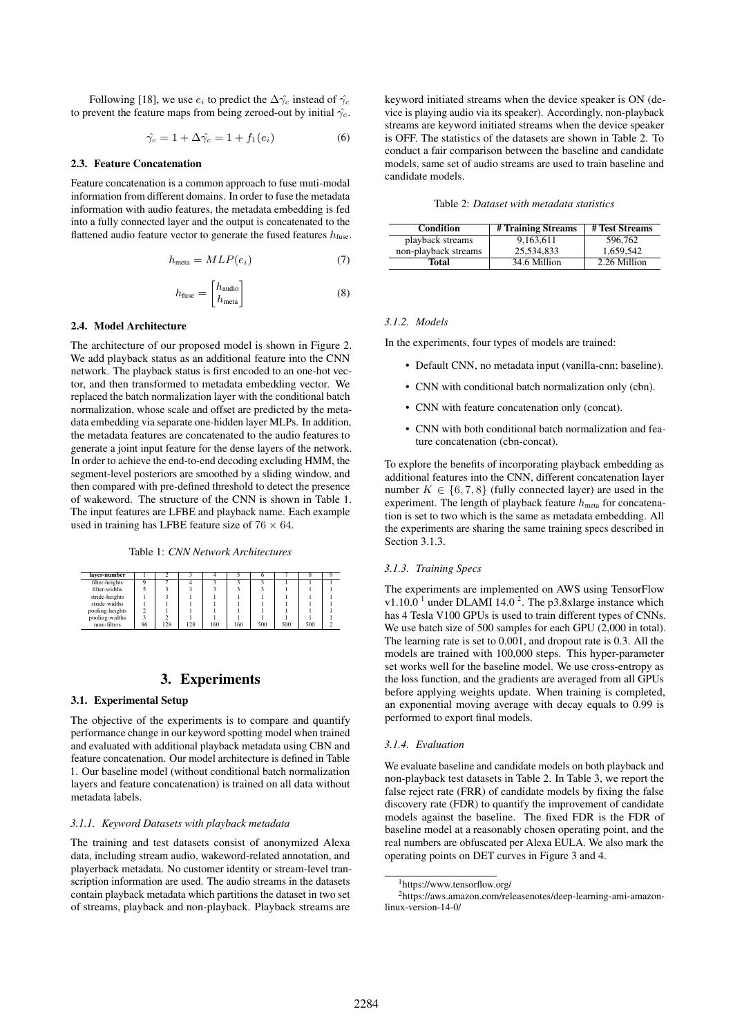Following [18], we use $e_i$ to predict the $\Delta\hat{\gamma_c}$ instead of $\hat{\gamma_c}$ to prevent the feature maps from being zeroed-out by initial $\hat{\gamma_c}$.

$$\hat{\gamma_c} = 1 + \Delta\hat{\gamma_c} = 1 + f_1(e_i) \tag{6}$$

### 2.3. Feature Concatenation

Feature concatenation is a common approach to fuse muti-modal information from different domains. In order to fuse the metadata information with audio features, the metadata embedding is fed into a fully connected layer and the output is concatenated to the flattened audio feature vector to generate the fused features $h_{\text{fuse}}$.

$$h_{\text{meta}} = MLP(e_i) \tag{7}$$

$$h_{\text{fuse}} = \begin{bmatrix} h_{\text{audio}} \\ h_{\text{meta}} \end{bmatrix} \tag{8}$$

### 2.4. Model Architecture

The architecture of our proposed model is shown in Figure 2. We add playback status as an additional feature into the CNN network. The playback status is first encoded to an one-hot vector, and then transformed to metadata embedding vector. We replaced the batch normalization layer with the conditional batch normalization, whose scale and offset are predicted by the metadata embedding via separate one-hidden layer MLPs. In addition, the metadata features are concatenated to the audio features to generate a joint input feature for the dense layers of the network. In order to achieve the end-to-end decoding excluding HMM, the segment-level posteriors are smoothed by a sliding window, and then compared with pre-defined threshold to detect the presence of wakeword. The structure of the CNN is shown in Table 1. The input features are LFBE and playback name. Each example used in training has LFBE feature size of $76 \times 64$.

Table 1: *CNN Network Architectures*

| layer-number | 1 | 2 | 3 | 4 | 5 | 6 | 7 | 8 | 9 |
|---|---|---|---|---|---|---|---|---|---|
| filter-heights | 9 | 7 | 4 | 3 | 3 | 3 | 1 | 1 | 1 |
| filter-widths | 5 | 3 | 3 | 3 | 3 | 3 | 1 | 1 | 1 |
| stride-heights | 1 | 3 | 1 | 1 | 1 | 1 | 1 | 1 | 1 |
| stride-widths | 1 | 1 | 1 | 1 | 1 | 1 | 1 | 1 | 1 |
| pooling-heights | 2 | 1 | 1 | 1 | 1 | 1 | 1 | 1 | 1 |
| pooling-widths | 3 | 2 | 1 | 1 | 1 | 1 | 1 | 1 | 1 |
| num-filters | 96 | 128 | 128 | 160 | 160 | 500 | 500 | 500 | 2 |

## 3. Experiments

### 3.1. Experimental Setup

The objective of the experiments is to compare and quantify performance change in our keyword spotting model when trained and evaluated with additional playback metadata using CBN and feature concatenation. Our model architecture is defined in Table 1. Our baseline model (without conditional batch normalization layers and feature concatenation) is trained on all data without metadata labels.

#### *3.1.1. Keyword Datasets with playback metadata*

The training and test datasets consist of anonymized Alexa data, including stream audio, wakeword-related annotation, and playerback metadata. No customer identity or stream-level transcription information are used. The audio streams in the datasets contain playback metadata which partitions the dataset in two set of streams, playback and non-playback. Playback streams are keyword initiated streams when the device speaker is ON (device is playing audio via its speaker). Accordingly, non-playback streams are keyword initiated streams when the device speaker is OFF. The statistics of the datasets are shown in Table 2. To conduct a fair comparison between the baseline and candidate models, same set of audio streams are used to train baseline and candidate models.

Table 2: *Dataset with metadata statistics*

| Condition | # Training Streams | # Test Streams |
|---|---|---|
| playback streams | 9,163,611 | 596,762 |
| non-playback streams | 25,534,833 | 1,659,542 |
| **Total** | 34.6 Million | 2.26 Million |

#### *3.1.2. Models*

In the experiments, four types of models are trained:

- Default CNN, no metadata input (vanilla-cnn; baseline).
- CNN with conditional batch normalization only (cbn).
- CNN with feature concatenation only (concat).
- CNN with both conditional batch normalization and feature concatenation (cbn-concat).

To explore the benefits of incorporating playback embedding as additional features into the CNN, different concatenation layer number $K \in \{6, 7, 8\}$ (fully connected layer) are used in the experiment. The length of playback feature $h_{\text{meta}}$ for concatenation is set to two which is the same as metadata embedding. All the experiments are sharing the same training specs described in Section 3.1.3.

#### *3.1.3. Training Specs*

The experiments are implemented on AWS using TensorFlow v1.10.0 [1] under DLAMI 14.0 [2]. The p3.8xlarge instance which has 4 Tesla V100 GPUs is used to train different types of CNNs. We use batch size of 500 samples for each GPU (2,000 in total). The learning rate is set to 0.001, and dropout rate is 0.3. All the models are trained with 100,000 steps. This hyper-parameter set works well for the baseline model. We use cross-entropy as the loss function, and the gradients are averaged from all GPUs before applying weights update. When training is completed, an exponential moving average with decay equals to 0.99 is performed to export final models.

#### *3.1.4. Evaluation*

We evaluate baseline and candidate models on both playback and non-playback test datasets in Table 2. In Table 3, we report the false reject rate (FRR) of candidate models by fixing the false discovery rate (FDR) to quantify the improvement of candidate models against the baseline. The fixed FDR is the FDR of baseline model at a reasonably chosen operating point, and the real numbers are obfuscated per Alexa EULA. We also mark the operating points on DET curves in Figure 3 and 4.

[1] https://www.tensorflow.org/

[2] https://aws.amazon.com/releasenotes/deep-learning-ami-amazon-linux-version-14-0/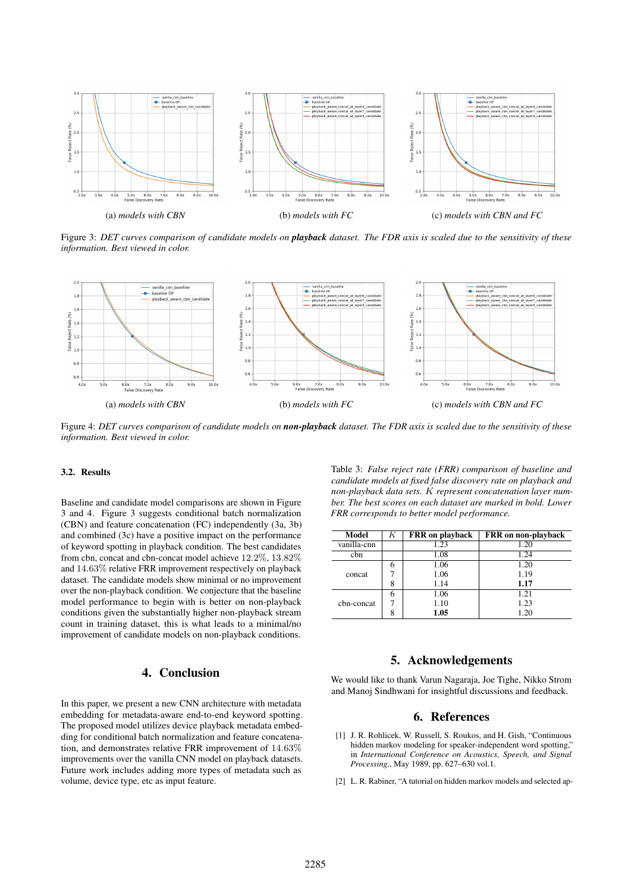(a) *models with CBN*

(b) *models with FC*

(c) *models with CBN and FC*

Figure 3: *DET curves comparison of candidate models on* ***playback*** *dataset. The FDR axis is scaled due to the sensitivity of these information. Best viewed in color.*

(a) *models with CBN*

(b) *models with FC*

(c) *models with CBN and FC*

Figure 4: *DET curves comparison of candidate models on* ***non-playback*** *dataset. The FDR axis is scaled due to the sensitivity of these information. Best viewed in color.*

### 3.2. Results

Baseline and candidate model comparisons are shown in Figure 3 and 4. Figure 3 suggests conditional batch normalization (CBN) and feature concatenation (FC) independently (3a, 3b) and combined (3c) have a positive impact on the performance of keyword spotting in playback condition. The best candidates from cbn, concat and cbn-concat model achieve $12.2\%$, $13.82\%$ and $14.63\%$ relative FRR improvement respectively on playback dataset. The candidate models show minimal or no improvement over the non-playback condition. We conjecture that the baseline model performance to begin with is better on non-playback conditions given the substantially higher non-playback stream count in training dataset, this is what leads to a minimal/no improvement of candidate models on non-playback conditions.

Table 3: *False reject rate (FRR) comparison of baseline and candidate models at fixed false discovery rate on playback and non-playback data sets. $K$ represent concatenation layer number. The best scores on each dataset are marked in bold. Lower FRR corresponds to better model performance.*

| Model | $K$ | FRR on playback | FRR on non-playback |
|---|---|---|---|
| vanilla-cnn | | 1.23 | 1.20 |
| cbn | | 1.08 | 1.24 |
| concat | 6 | 1.06 | 1.20 |
| | 7 | 1.06 | 1.19 |
| | 8 | 1.14 | **1.17** |
| cbn-concat | 6 | 1.06 | 1.21 |
| | 7 | 1.10 | 1.23 |
| | 8 | **1.05** | 1.20 |

## 4. Conclusion

In this paper, we present a new CNN architecture with metadata embedding for metadata-aware end-to-end keyword spotting. The proposed model utilizes device playback metadata embedding for conditional batch normalization and feature concatenation, and demonstrates relative FRR improvement of $14.63\%$ improvements over the vanilla CNN model on playback datasets. Future work includes adding more types of metadata such as volume, device type, etc as input feature.

## 5. Acknowledgements

We would like to thank Varun Nagaraja, Joe Tighe, Nikko Strom and Manoj Sindhwani for insightful discussions and feedback.

## 6. References

[1] J. R. Rohlicek, W. Russell, S. Roukos, and H. Gish, "Continuous hidden markov modeling for speaker-independent word spotting," in *International Conference on Acoustics, Speech, and Signal Processing,*, May 1989, pp. 627–630 vol.1.

[2] L. R. Rabiner, "A tutorial on hidden markov models and selected ap-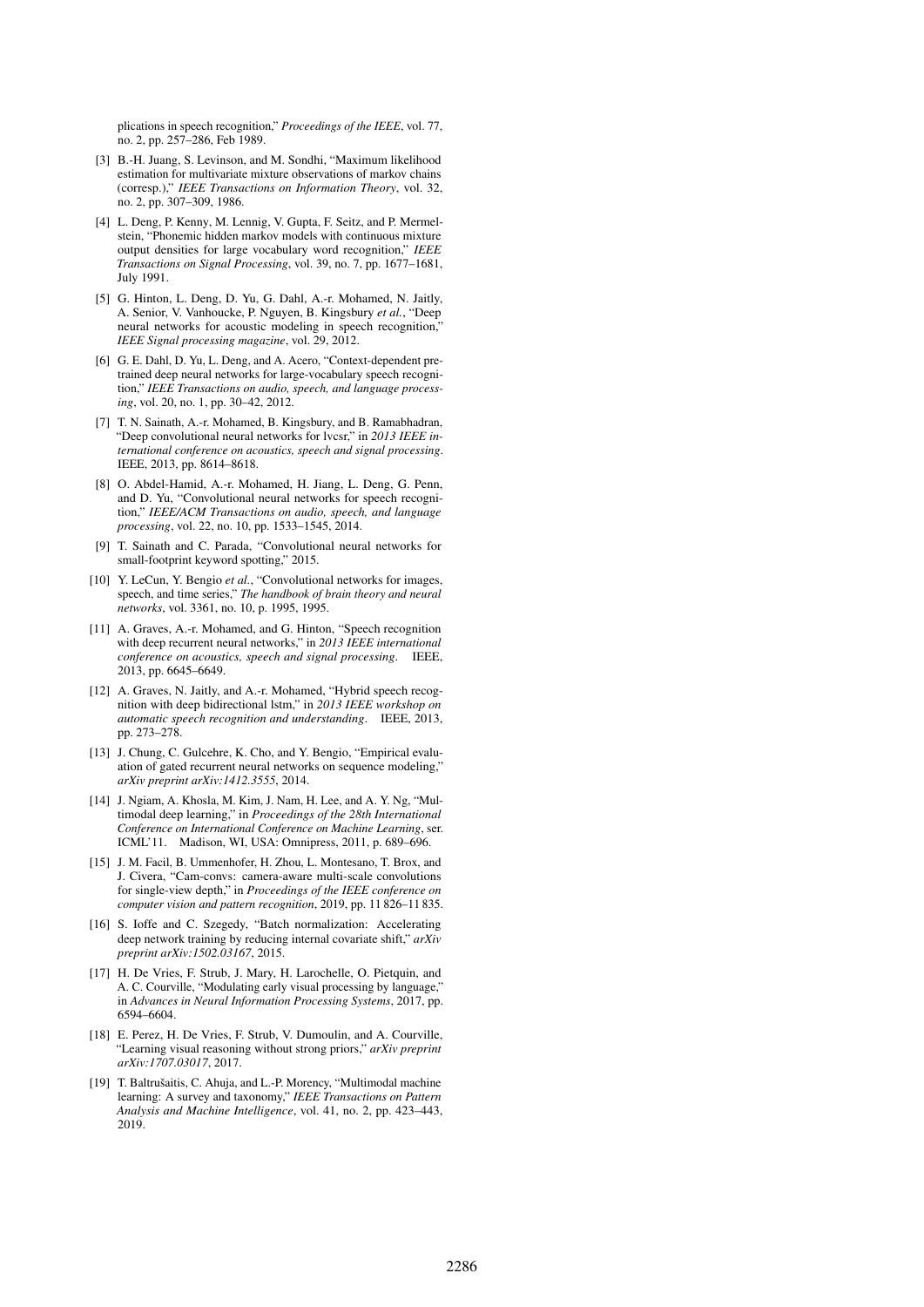plications in speech recognition," *Proceedings of the IEEE*, vol. 77, no. 2, pp. 257–286, Feb 1989.

[3] B.-H. Juang, S. Levinson, and M. Sondhi, "Maximum likelihood estimation for multivariate mixture observations of markov chains (corresp.)," *IEEE Transactions on Information Theory*, vol. 32, no. 2, pp. 307–309, 1986.

[4] L. Deng, P. Kenny, M. Lennig, V. Gupta, F. Seitz, and P. Mermelstein, "Phonemic hidden markov models with continuous mixture output densities for large vocabulary word recognition," *IEEE Transactions on Signal Processing*, vol. 39, no. 7, pp. 1677–1681, July 1991.

[5] G. Hinton, L. Deng, D. Yu, G. Dahl, A.-r. Mohamed, N. Jaitly, A. Senior, V. Vanhoucke, P. Nguyen, B. Kingsbury *et al.*, "Deep neural networks for acoustic modeling in speech recognition," *IEEE Signal processing magazine*, vol. 29, 2012.

[6] G. E. Dahl, D. Yu, L. Deng, and A. Acero, "Context-dependent pre-trained deep neural networks for large-vocabulary speech recognition," *IEEE Transactions on audio, speech, and language processing*, vol. 20, no. 1, pp. 30–42, 2012.

[7] T. N. Sainath, A.-r. Mohamed, B. Kingsbury, and B. Ramabhadran, "Deep convolutional neural networks for lvcsr," in *2013 IEEE international conference on acoustics, speech and signal processing*. IEEE, 2013, pp. 8614–8618.

[8] O. Abdel-Hamid, A.-r. Mohamed, H. Jiang, L. Deng, G. Penn, and D. Yu, "Convolutional neural networks for speech recognition," *IEEE/ACM Transactions on audio, speech, and language processing*, vol. 22, no. 10, pp. 1533–1545, 2014.

[9] T. Sainath and C. Parada, "Convolutional neural networks for small-footprint keyword spotting," 2015.

[10] Y. LeCun, Y. Bengio *et al.*, "Convolutional networks for images, speech, and time series," *The handbook of brain theory and neural networks*, vol. 3361, no. 10, p. 1995, 1995.

[11] A. Graves, A.-r. Mohamed, and G. Hinton, "Speech recognition with deep recurrent neural networks," in *2013 IEEE international conference on acoustics, speech and signal processing*. IEEE, 2013, pp. 6645–6649.

[12] A. Graves, N. Jaitly, and A.-r. Mohamed, "Hybrid speech recognition with deep bidirectional lstm," in *2013 IEEE workshop on automatic speech recognition and understanding*. IEEE, 2013, pp. 273–278.

[13] J. Chung, C. Gulcehre, K. Cho, and Y. Bengio, "Empirical evaluation of gated recurrent neural networks on sequence modeling," *arXiv preprint arXiv:1412.3555*, 2014.

[14] J. Ngiam, A. Khosla, M. Kim, J. Nam, H. Lee, and A. Y. Ng, "Multimodal deep learning," in *Proceedings of the 28th International Conference on International Conference on Machine Learning*, ser. ICML'11. Madison, WI, USA: Omnipress, 2011, p. 689–696.

[15] J. M. Facil, B. Ummenhofer, H. Zhou, L. Montesano, T. Brox, and J. Civera, "Cam-convs: camera-aware multi-scale convolutions for single-view depth," in *Proceedings of the IEEE conference on computer vision and pattern recognition*, 2019, pp. 11 826–11 835.

[16] S. Ioffe and C. Szegedy, "Batch normalization: Accelerating deep network training by reducing internal covariate shift," *arXiv preprint arXiv:1502.03167*, 2015.

[17] H. De Vries, F. Strub, J. Mary, H. Larochelle, O. Pietquin, and A. C. Courville, "Modulating early visual processing by language," in *Advances in Neural Information Processing Systems*, 2017, pp. 6594–6604.

[18] E. Perez, H. De Vries, F. Strub, V. Dumoulin, and A. Courville, "Learning visual reasoning without strong priors," *arXiv preprint arXiv:1707.03017*, 2017.

[19] T. Baltrušaitis, C. Ahuja, and L.-P. Morency, "Multimodal machine learning: A survey and taxonomy," *IEEE Transactions on Pattern Analysis and Machine Intelligence*, vol. 41, no. 2, pp. 423–443, 2019.